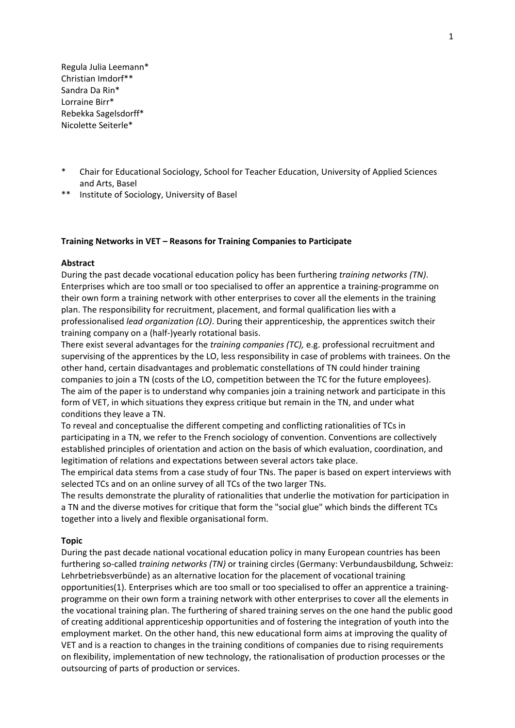Regula Julia Leemann*
Christian Imdorf**
Sandra Da Rin*
Lorraine Birr*
Rebekka Sagelsdorff*
Nicolette Seiterle*

\* Chair for Educational Sociology, School for Teacher Education, University of Applied Sciences and Arts, Basel

\*\* Institute of Sociology, University of Basel

## Training Networks in VET – Reasons for Training Companies to Participate

### Abstract

During the past decade vocational education policy has been furthering *training networks (TN)*. Enterprises which are too small or too specialised to offer an apprentice a training-programme on their own form a training network with other enterprises to cover all the elements in the training plan. The responsibility for recruitment, placement, and formal qualification lies with a professionalised *lead organization (LO)*. During their apprenticeship, the apprentices switch their training company on a (half-)yearly rotational basis.

There exist several advantages for the *training companies (TC),* e.g. professional recruitment and supervising of the apprentices by the LO, less responsibility in case of problems with trainees. On the other hand, certain disadvantages and problematic constellations of TN could hinder training companies to join a TN (costs of the LO, competition between the TC for the future employees).

The aim of the paper is to understand why companies join a training network and participate in this form of VET, in which situations they express critique but remain in the TN, and under what conditions they leave a TN.

To reveal and conceptualise the different competing and conflicting rationalities of TCs in participating in a TN, we refer to the French sociology of convention. Conventions are collectively established principles of orientation and action on the basis of which evaluation, coordination, and legitimation of relations and expectations between several actors take place.

The empirical data stems from a case study of four TNs. The paper is based on expert interviews with selected TCs and on an online survey of all TCs of the two larger TNs.

The results demonstrate the plurality of rationalities that underlie the motivation for participation in a TN and the diverse motives for critique that form the "social glue" which binds the different TCs together into a lively and flexible organisational form.

### Topic

During the past decade national vocational education policy in many European countries has been furthering so-called *training networks (TN)* or training circles (Germany: Verbundausbildung, Schweiz: Lehrbetriebsverbünde) as an alternative location for the placement of vocational training opportunities(1). Enterprises which are too small or too specialised to offer an apprentice a training-programme on their own form a training network with other enterprises to cover all the elements in the vocational training plan. The furthering of shared training serves on the one hand the public good of creating additional apprenticeship opportunities and of fostering the integration of youth into the employment market. On the other hand, this new educational form aims at improving the quality of VET and is a reaction to changes in the training conditions of companies due to rising requirements on flexibility, implementation of new technology, the rationalisation of production processes or the outsourcing of parts of production or services.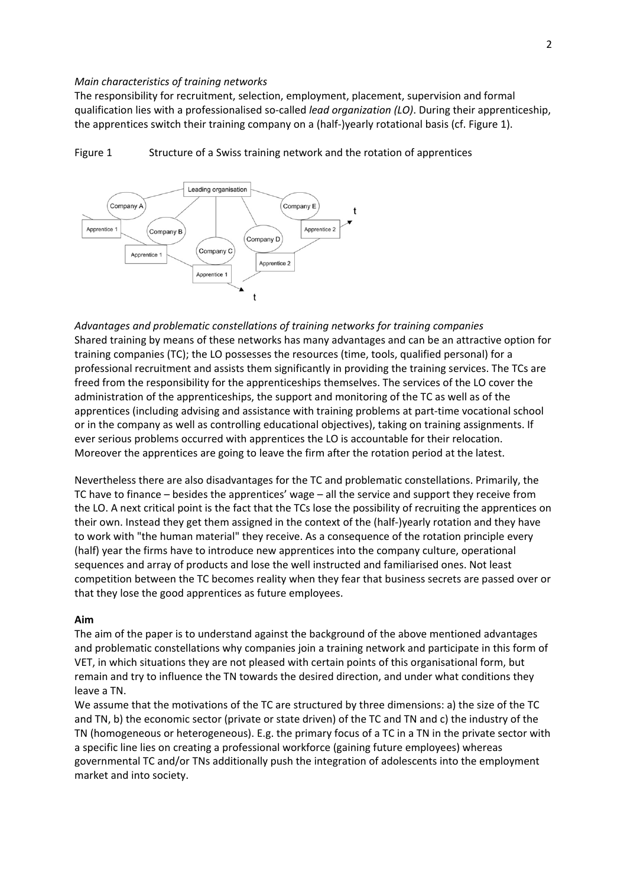*Main characteristics of training networks*

The responsibility for recruitment, selection, employment, placement, supervision and formal qualification lies with a professionalised so-called *lead organization (LO)*. During their apprenticeship, the apprentices switch their training company on a (half-)yearly rotational basis (cf. Figure 1).

Figure 1 Structure of a Swiss training network and the rotation of apprentices

*Advantages and problematic constellations of training networks for training companies*

Shared training by means of these networks has many advantages and can be an attractive option for training companies (TC); the LO possesses the resources (time, tools, qualified personal) for a professional recruitment and assists them significantly in providing the training services. The TCs are freed from the responsibility for the apprenticeships themselves. The services of the LO cover the administration of the apprenticeships, the support and monitoring of the TC as well as of the apprentices (including advising and assistance with training problems at part-time vocational school or in the company as well as controlling educational objectives), taking on training assignments. If ever serious problems occurred with apprentices the LO is accountable for their relocation. Moreover the apprentices are going to leave the firm after the rotation period at the latest.

Nevertheless there are also disadvantages for the TC and problematic constellations. Primarily, the TC have to finance – besides the apprentices' wage – all the service and support they receive from the LO. A next critical point is the fact that the TCs lose the possibility of recruiting the apprentices on their own. Instead they get them assigned in the context of the (half-)yearly rotation and they have to work with "the human material" they receive. As a consequence of the rotation principle every (half) year the firms have to introduce new apprentices into the company culture, operational sequences and array of products and lose the well instructed and familiarised ones. Not least competition between the TC becomes reality when they fear that business secrets are passed over or that they lose the good apprentices as future employees.

**Aim**

The aim of the paper is to understand against the background of the above mentioned advantages and problematic constellations why companies join a training network and participate in this form of VET, in which situations they are not pleased with certain points of this organisational form, but remain and try to influence the TN towards the desired direction, and under what conditions they leave a TN.

We assume that the motivations of the TC are structured by three dimensions: a) the size of the TC and TN, b) the economic sector (private or state driven) of the TC and TN and c) the industry of the TN (homogeneous or heterogeneous). E.g. the primary focus of a TC in a TN in the private sector with a specific line lies on creating a professional workforce (gaining future employees) whereas governmental TC and/or TNs additionally push the integration of adolescents into the employment market and into society.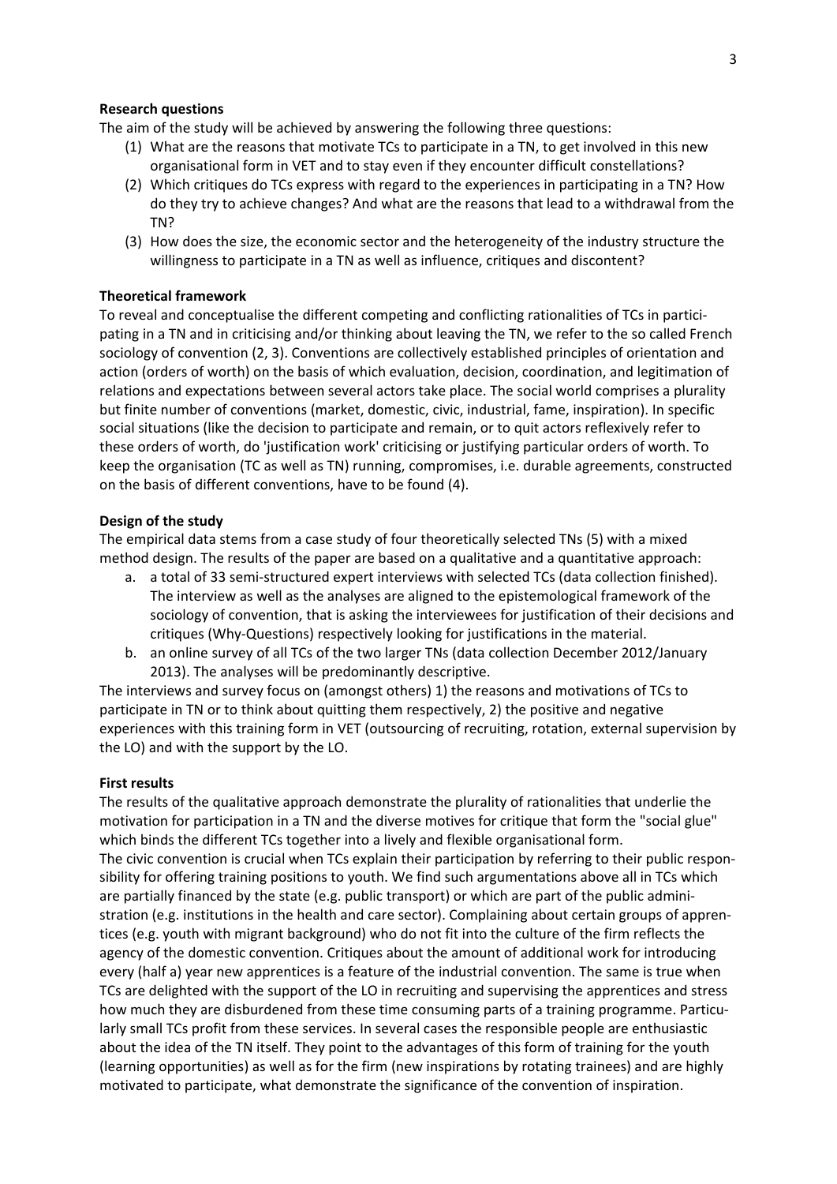**Research questions**

The aim of the study will be achieved by answering the following three questions:

(1) What are the reasons that motivate TCs to participate in a TN, to get involved in this new organisational form in VET and to stay even if they encounter difficult constellations?
(2) Which critiques do TCs express with regard to the experiences in participating in a TN? How do they try to achieve changes? And what are the reasons that lead to a withdrawal from the TN?
(3) How does the size, the economic sector and the heterogeneity of the industry structure the willingness to participate in a TN as well as influence, critiques and discontent?

**Theoretical framework**

To reveal and conceptualise the different competing and conflicting rationalities of TCs in participating in a TN and in criticising and/or thinking about leaving the TN, we refer to the so called French sociology of convention (2, 3). Conventions are collectively established principles of orientation and action (orders of worth) on the basis of which evaluation, decision, coordination, and legitimation of relations and expectations between several actors take place. The social world comprises a plurality but finite number of conventions (market, domestic, civic, industrial, fame, inspiration). In specific social situations (like the decision to participate and remain, or to quit actors reflexively refer to these orders of worth, do 'justification work' criticising or justifying particular orders of worth. To keep the organisation (TC as well as TN) running, compromises, i.e. durable agreements, constructed on the basis of different conventions, have to be found (4).

**Design of the study**

The empirical data stems from a case study of four theoretically selected TNs (5) with a mixed method design. The results of the paper are based on a qualitative and a quantitative approach:

a. a total of 33 semi-structured expert interviews with selected TCs (data collection finished). The interview as well as the analyses are aligned to the epistemological framework of the sociology of convention, that is asking the interviewees for justification of their decisions and critiques (Why-Questions) respectively looking for justifications in the material.
b. an online survey of all TCs of the two larger TNs (data collection December 2012/January 2013). The analyses will be predominantly descriptive.

The interviews and survey focus on (amongst others) 1) the reasons and motivations of TCs to participate in TN or to think about quitting them respectively, 2) the positive and negative experiences with this training form in VET (outsourcing of recruiting, rotation, external supervision by the LO) and with the support by the LO.

**First results**

The results of the qualitative approach demonstrate the plurality of rationalities that underlie the motivation for participation in a TN and the diverse motives for critique that form the "social glue" which binds the different TCs together into a lively and flexible organisational form.

The civic convention is crucial when TCs explain their participation by referring to their public responsibility for offering training positions to youth. We find such argumentations above all in TCs which are partially financed by the state (e.g. public transport) or which are part of the public administration (e.g. institutions in the health and care sector). Complaining about certain groups of apprentices (e.g. youth with migrant background) who do not fit into the culture of the firm reflects the agency of the domestic convention. Critiques about the amount of additional work for introducing every (half a) year new apprentices is a feature of the industrial convention. The same is true when TCs are delighted with the support of the LO in recruiting and supervising the apprentices and stress how much they are disburdened from these time consuming parts of a training programme. Particularly small TCs profit from these services. In several cases the responsible people are enthusiastic about the idea of the TN itself. They point to the advantages of this form of training for the youth (learning opportunities) as well as for the firm (new inspirations by rotating trainees) and are highly motivated to participate, what demonstrate the significance of the convention of inspiration.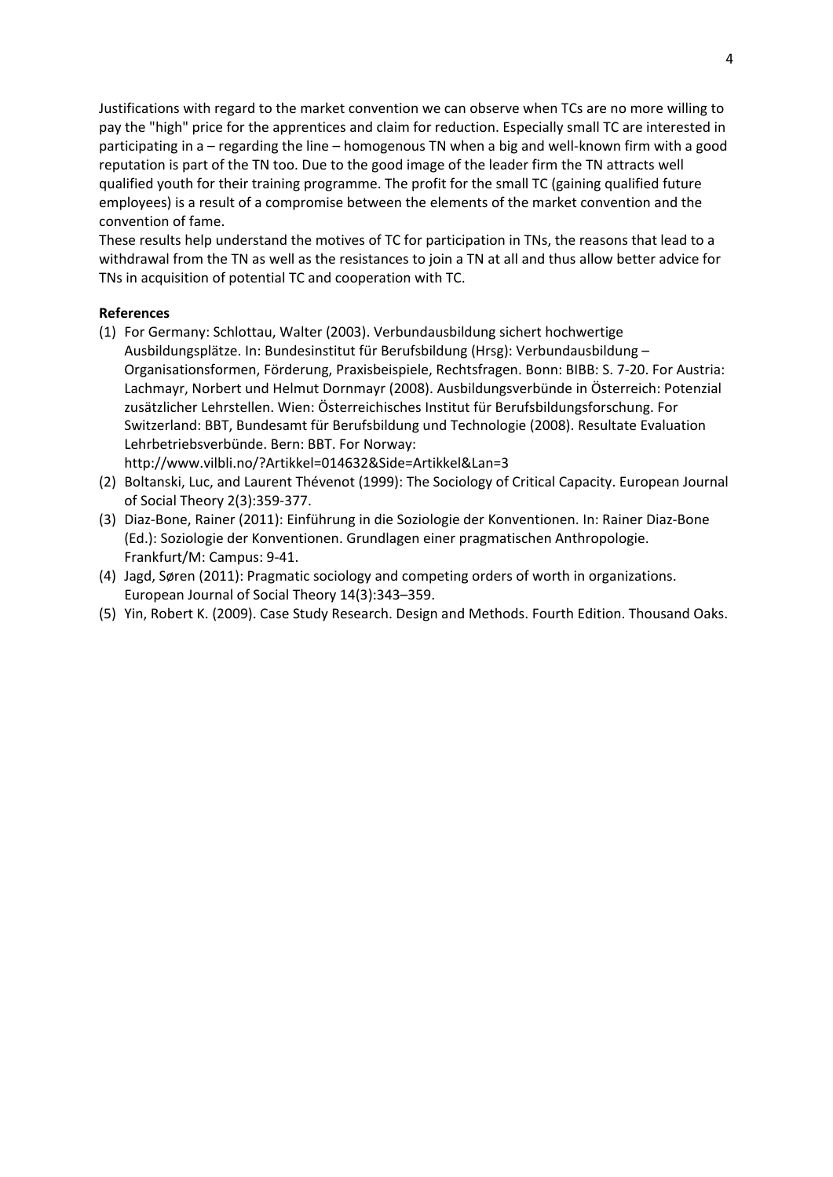Justifications with regard to the market convention we can observe when TCs are no more willing to pay the "high" price for the apprentices and claim for reduction. Especially small TC are interested in participating in a – regarding the line – homogenous TN when a big and well-known firm with a good reputation is part of the TN too. Due to the good image of the leader firm the TN attracts well qualified youth for their training programme. The profit for the small TC (gaining qualified future employees) is a result of a compromise between the elements of the market convention and the convention of fame.

These results help understand the motives of TC for participation in TNs, the reasons that lead to a withdrawal from the TN as well as the resistances to join a TN at all and thus allow better advice for TNs in acquisition of potential TC and cooperation with TC.

**References**

1. For Germany: Schlottau, Walter (2003). Verbundausbildung sichert hochwertige Ausbildungsplätze. In: Bundesinstitut für Berufsbildung (Hrsg): Verbundausbildung – Organisationsformen, Förderung, Praxisbeispiele, Rechtsfragen. Bonn: BIBB: S. 7-20. For Austria: Lachmayr, Norbert und Helmut Dornmayr (2008). Ausbildungsverbünde in Österreich: Potenzial zusätzlicher Lehrstellen. Wien: Österreichisches Institut für Berufsbildungsforschung. For Switzerland: BBT, Bundesamt für Berufsbildung und Technologie (2008). Resultate Evaluation Lehrbetriebsverbünde. Bern: BBT. For Norway: http://www.vilbli.no/?Artikkel=014632&Side=Artikkel&Lan=3
2. Boltanski, Luc, and Laurent Thévenot (1999): The Sociology of Critical Capacity. European Journal of Social Theory 2(3):359-377.
3. Diaz-Bone, Rainer (2011): Einführung in die Soziologie der Konventionen. In: Rainer Diaz-Bone (Ed.): Soziologie der Konventionen. Grundlagen einer pragmatischen Anthropologie. Frankfurt/M: Campus: 9-41.
4. Jagd, Søren (2011): Pragmatic sociology and competing orders of worth in organizations. European Journal of Social Theory 14(3):343–359.
5. Yin, Robert K. (2009). Case Study Research. Design and Methods. Fourth Edition. Thousand Oaks.